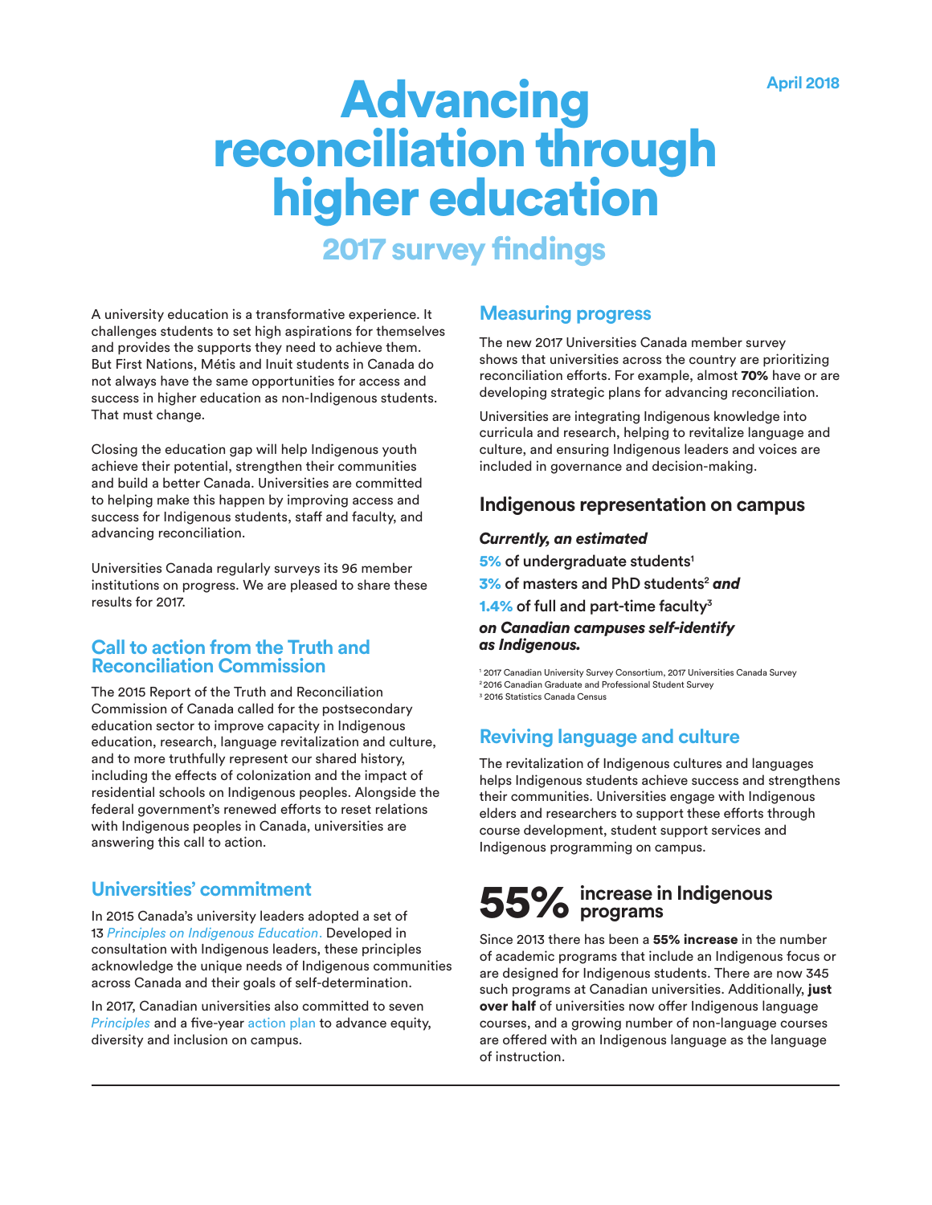April 2018

# Advancing reconciliation through higher education

## 2017 survey findings

A university education is a transformative experience. It challenges students to set high aspirations for themselves and provides the supports they need to achieve them. But First Nations, Métis and Inuit students in Canada do not always have the same opportunities for access and success in higher education as non-Indigenous students. That must change.

Closing the education gap will help Indigenous youth achieve their potential, strengthen their communities and build a better Canada. Universities are committed to helping make this happen by improving access and success for Indigenous students, staff and faculty, and advancing reconciliation.

Universities Canada regularly surveys its 96 member institutions on progress. We are pleased to share these results for 2017.

### Call to action from the Truth and Reconciliation Commission

The 2015 Report of the Truth and Reconciliation Commission of Canada called for the postsecondary education sector to improve capacity in Indigenous education, research, language revitalization and culture, and to more truthfully represent our shared history, including the effects of colonization and the impact of residential schools on Indigenous peoples. Alongside the federal government's renewed efforts to reset relations with Indigenous peoples in Canada, universities are answering this call to action.

### Universities' commitment

In 2015 Canada's university leaders adopted a set of 13 *Principles on Indigenous Education*. Developed in consultation with Indigenous leaders, these principles acknowledge the unique needs of Indigenous communities across Canada and their goals of self-determination.

In 2017, Canadian universities also committed to seven *Principles* and a five-year action plan to advance equity, diversity and inclusion on campus.

### Measuring progress

The new 2017 Universities Canada member survey shows that universities across the country are prioritizing reconciliation efforts. For example, almost **70%** have or are developing strategic plans for advancing reconciliation.

Universities are integrating Indigenous knowledge into curricula and research, helping to revitalize language and culture, and ensuring Indigenous leaders and voices are included in governance and decision-making.

### Indigenous representation on campus

***Currently, an estimated***

**5%** of undergraduate students[1]

**3%** of masters and PhD students[2] ***and***

**1.4%** of full and part-time faculty[3]

***on Canadian campuses self-identify as Indigenous.***

[1] 2017 Canadian University Survey Consortium, 2017 Universities Canada Survey
[2] 2016 Canadian Graduate and Professional Student Survey
[3] 2016 Statistics Canada Census

### Reviving language and culture

The revitalization of Indigenous cultures and languages helps Indigenous students achieve success and strengthens their communities. Universities engage with Indigenous elders and researchers to support these efforts through course development, student support services and Indigenous programming on campus.

**55%** **increase in Indigenous programs**

Since 2013 there has been a **55% increase** in the number of academic programs that include an Indigenous focus or are designed for Indigenous students. There are now 345 such programs at Canadian universities. Additionally, **just over half** of universities now offer Indigenous language courses, and a growing number of non-language courses are offered with an Indigenous language as the language of instruction.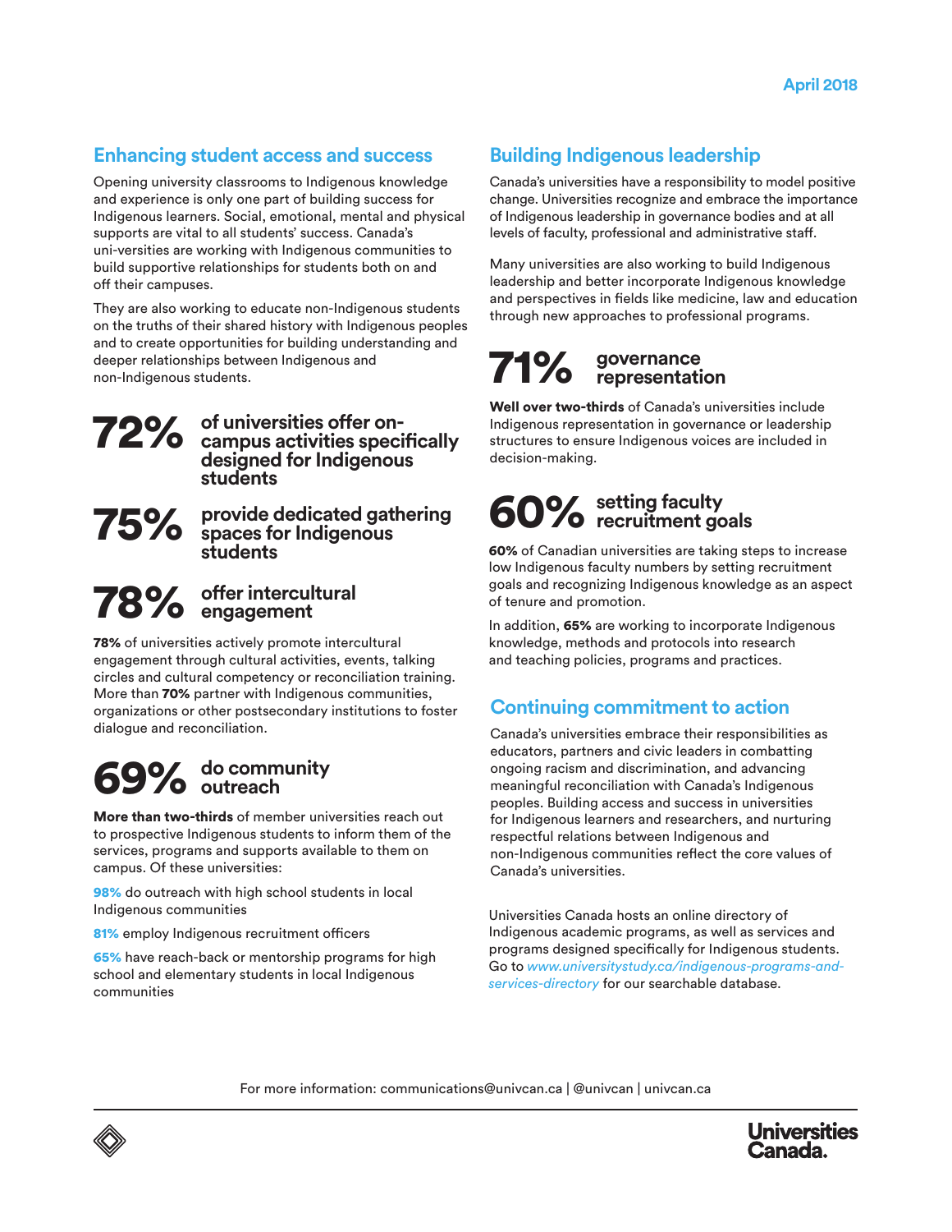April 2018

## Enhancing student access and success

Opening university classrooms to Indigenous knowledge and experience is only one part of building success for Indigenous learners. Social, emotional, mental and physical supports are vital to all students' success. Canada's uni-versities are working with Indigenous communities to build supportive relationships for students both on and off their campuses.

They are also working to educate non-Indigenous students on the truths of their shared history with Indigenous peoples and to create opportunities for building understanding and deeper relationships between Indigenous and non-Indigenous students.

**72%** **of universities offer on-campus activities specifically designed for Indigenous students**

**75%** **provide dedicated gathering spaces for Indigenous students**

**78%** **offer intercultural engagement**

**78%** of universities actively promote intercultural engagement through cultural activities, events, talking circles and cultural competency or reconciliation training. More than **70%** partner with Indigenous communities, organizations or other postsecondary institutions to foster dialogue and reconciliation.

**69%** **do community outreach**

**More than two-thirds** of member universities reach out to prospective Indigenous students to inform them of the services, programs and supports available to them on campus. Of these universities:

**98%** do outreach with high school students in local Indigenous communities

**81%** employ Indigenous recruitment officers

**65%** have reach-back or mentorship programs for high school and elementary students in local Indigenous communities

## Building Indigenous leadership

Canada's universities have a responsibility to model positive change. Universities recognize and embrace the importance of Indigenous leadership in governance bodies and at all levels of faculty, professional and administrative staff.

Many universities are also working to build Indigenous leadership and better incorporate Indigenous knowledge and perspectives in fields like medicine, law and education through new approaches to professional programs.

**71%** **governance representation**

**Well over two-thirds** of Canada's universities include Indigenous representation in governance or leadership structures to ensure Indigenous voices are included in decision-making.

**60%** **setting faculty recruitment goals**

**60%** of Canadian universities are taking steps to increase low Indigenous faculty numbers by setting recruitment goals and recognizing Indigenous knowledge as an aspect of tenure and promotion.

In addition, **65%** are working to incorporate Indigenous knowledge, methods and protocols into research and teaching policies, programs and practices.

## Continuing commitment to action

Canada's universities embrace their responsibilities as educators, partners and civic leaders in combatting ongoing racism and discrimination, and advancing meaningful reconciliation with Canada's Indigenous peoples. Building access and success in universities for Indigenous learners and researchers, and nurturing respectful relations between Indigenous and non-Indigenous communities reflect the core values of Canada's universities.

Universities Canada hosts an online directory of Indigenous academic programs, as well as services and programs designed specifically for Indigenous students. Go to *www.universitystudy.ca/indigenous-programs-and-services-directory* for our searchable database.

For more information: communications@univcan.ca | @univcan | univcan.ca

Universities Canada.